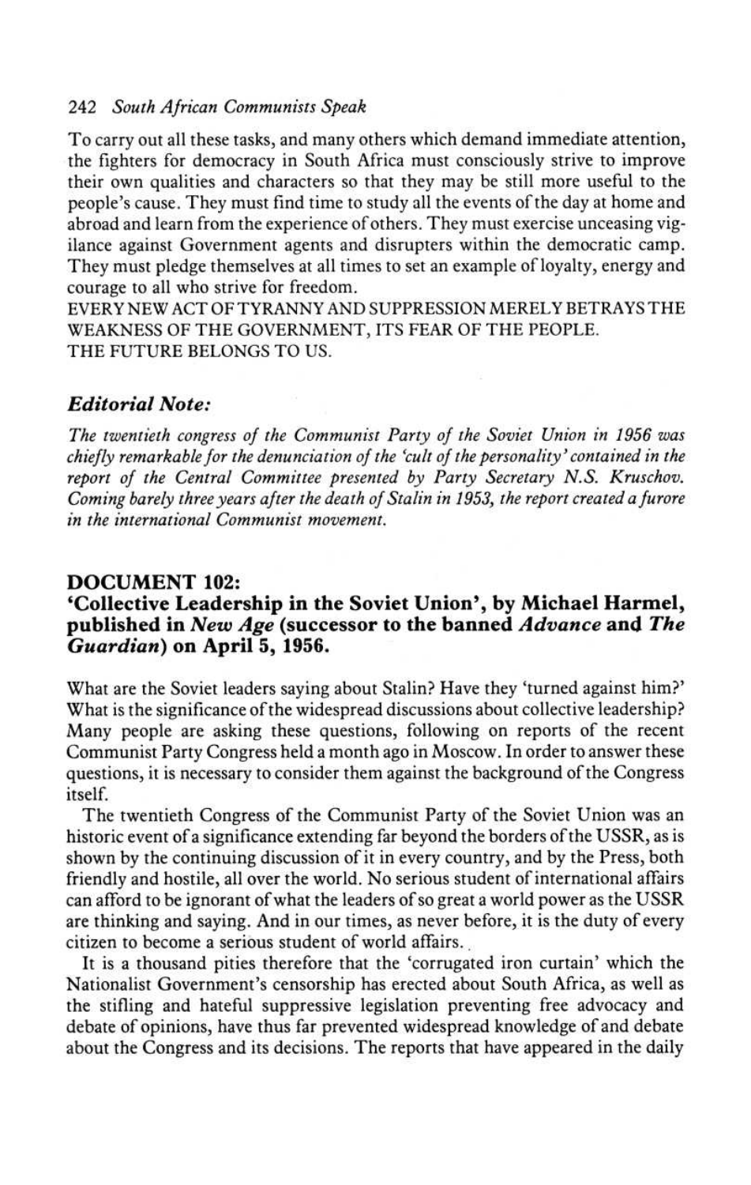To carry out all these tasks, and many others which demand immediate attention, the fighters for democracy in South Africa must consciously strive to improve their own qualities and characters so that they may be still more useful to the people's cause. They must find time to study all the events of the day at home and abroad and learn from the experience of others. They must exercise unceasing vigilance against Government agents and disrupters within the democratic camp. They must pledge themselves at all times to set an example of loyalty, energy and courage to all who strive for freedom.
EVERY NEW ACT OF TYRANNY AND SUPPRESSION MERELY BETRAYS THE WEAKNESS OF THE GOVERNMENT, ITS FEAR OF THE PEOPLE.
THE FUTURE BELONGS TO US.

### *Editorial Note:*

*The twentieth congress of the Communist Party of the Soviet Union in 1956 was chiefly remarkable for the denunciation of the 'cult of the personality' contained in the report of the Central Committee presented by Party Secretary N.S. Kruschov. Coming barely three years after the death of Stalin in 1953, the report created a furore in the international Communist movement.*

## DOCUMENT 102:
## 'Collective Leadership in the Soviet Union', by Michael Harmel, published in *New Age* (successor to the banned *Advance* and *The Guardian*) on April 5, 1956.

What are the Soviet leaders saying about Stalin? Have they 'turned against him?' What is the significance of the widespread discussions about collective leadership? Many people are asking these questions, following on reports of the recent Communist Party Congress held a month ago in Moscow. In order to answer these questions, it is necessary to consider them against the background of the Congress itself.

The twentieth Congress of the Communist Party of the Soviet Union was an historic event of a significance extending far beyond the borders of the USSR, as is shown by the continuing discussion of it in every country, and by the Press, both friendly and hostile, all over the world. No serious student of international affairs can afford to be ignorant of what the leaders of so great a world power as the USSR are thinking and saying. And in our times, as never before, it is the duty of every citizen to become a serious student of world affairs.

It is a thousand pities therefore that the 'corrugated iron curtain' which the Nationalist Government's censorship has erected about South Africa, as well as the stifling and hateful suppressive legislation preventing free advocacy and debate of opinions, have thus far prevented widespread knowledge of and debate about the Congress and its decisions. The reports that have appeared in the daily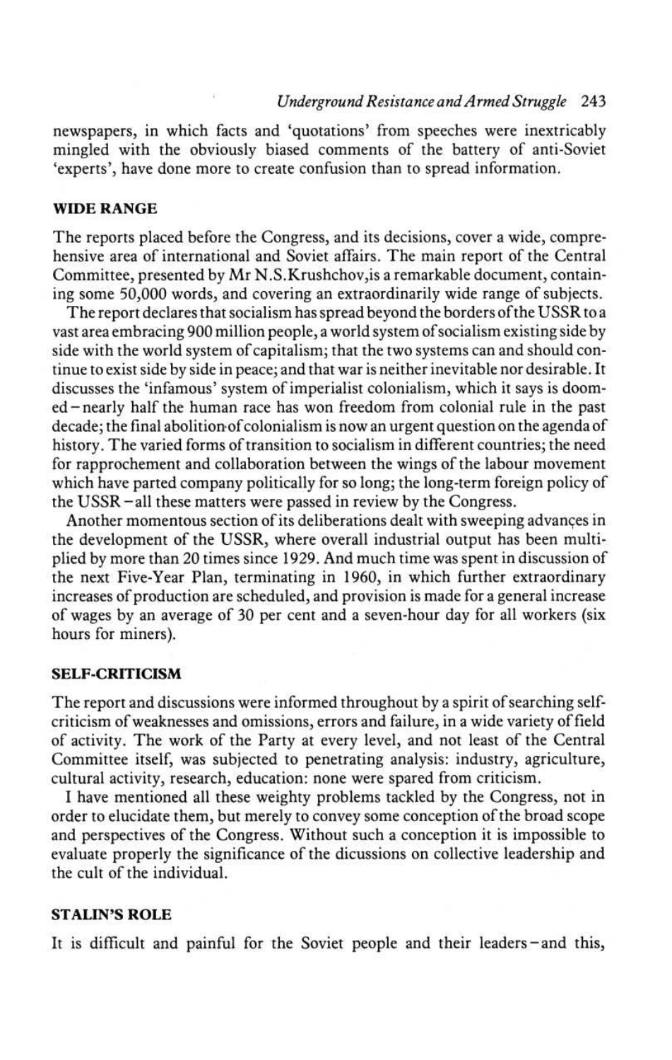newspapers, in which facts and 'quotations' from speeches were inextricably mingled with the obviously biased comments of the battery of anti-Soviet 'experts', have done more to create confusion than to spread information.

## WIDE RANGE

The reports placed before the Congress, and its decisions, cover a wide, comprehensive area of international and Soviet affairs. The main report of the Central Committee, presented by Mr N.S.Krushchov,is a remarkable document, containing some 50,000 words, and covering an extraordinarily wide range of subjects.

The report declares that socialism has spread beyond the borders of the USSR to a vast area embracing 900 million people, a world system of socialism existing side by side with the world system of capitalism; that the two systems can and should continue to exist side by side in peace; and that war is neither inevitable nor desirable. It discusses the 'infamous' system of imperialist colonialism, which it says is doomed – nearly half the human race has won freedom from colonial rule in the past decade; the final abolition of colonialism is now an urgent question on the agenda of history. The varied forms of transition to socialism in different countries; the need for rapprochement and collaboration between the wings of the labour movement which have parted company politically for so long; the long-term foreign policy of the USSR – all these matters were passed in review by the Congress.

Another momentous section of its deliberations dealt with sweeping advançes in the development of the USSR, where overall industrial output has been multiplied by more than 20 times since 1929. And much time was spent in discussion of the next Five-Year Plan, terminating in 1960, in which further extraordinary increases of production are scheduled, and provision is made for a general increase of wages by an average of 30 per cent and a seven-hour day for all workers (six hours for miners).

## SELF-CRITICISM

The report and discussions were informed throughout by a spirit of searching self-criticism of weaknesses and omissions, errors and failure, in a wide variety of field of activity. The work of the Party at every level, and not least of the Central Committee itself, was subjected to penetrating analysis: industry, agriculture, cultural activity, research, education: none were spared from criticism.

I have mentioned all these weighty problems tackled by the Congress, not in order to elucidate them, but merely to convey some conception of the broad scope and perspectives of the Congress. Without such a conception it is impossible to evaluate properly the significance of the dicussions on collective leadership and the cult of the individual.

## STALIN'S ROLE

It is difficult and painful for the Soviet people and their leaders – and this,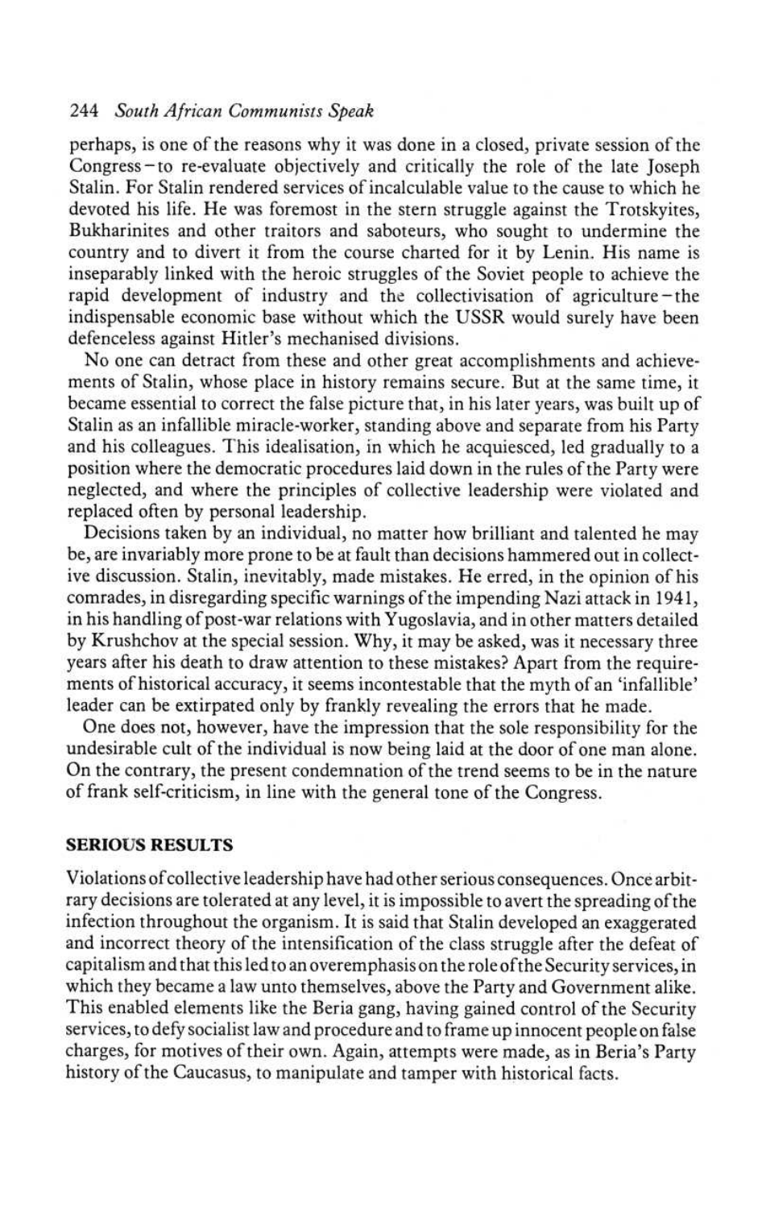perhaps, is one of the reasons why it was done in a closed, private session of the Congress – to re-evaluate objectively and critically the role of the late Joseph Stalin. For Stalin rendered services of incalculable value to the cause to which he devoted his life. He was foremost in the stern struggle against the Trotskyites, Bukharinites and other traitors and saboteurs, who sought to undermine the country and to divert it from the course charted for it by Lenin. His name is inseparably linked with the heroic struggles of the Soviet people to achieve the rapid development of industry and the collectivisation of agriculture – the indispensable economic base without which the USSR would surely have been defenceless against Hitler's mechanised divisions.

No one can detract from these and other great accomplishments and achievements of Stalin, whose place in history remains secure. But at the same time, it became essential to correct the false picture that, in his later years, was built up of Stalin as an infallible miracle-worker, standing above and separate from his Party and his colleagues. This idealisation, in which he acquiesced, led gradually to a position where the democratic procedures laid down in the rules of the Party were neglected, and where the principles of collective leadership were violated and replaced often by personal leadership.

Decisions taken by an individual, no matter how brilliant and talented he may be, are invariably more prone to be at fault than decisions hammered out in collective discussion. Stalin, inevitably, made mistakes. He erred, in the opinion of his comrades, in disregarding specific warnings of the impending Nazi attack in 1941, in his handling of post-war relations with Yugoslavia, and in other matters detailed by Krushchov at the special session. Why, it may be asked, was it necessary three years after his death to draw attention to these mistakes? Apart from the requirements of historical accuracy, it seems incontestable that the myth of an 'infallible' leader can be extirpated only by frankly revealing the errors that he made.

One does not, however, have the impression that the sole responsibility for the undesirable cult of the individual is now being laid at the door of one man alone. On the contrary, the present condemnation of the trend seems to be in the nature of frank self-criticism, in line with the general tone of the Congress.

## SERIOUS RESULTS

Violations of collective leadership have had other serious consequences. Once arbitrary decisions are tolerated at any level, it is impossible to avert the spreading of the infection throughout the organism. It is said that Stalin developed an exaggerated and incorrect theory of the intensification of the class struggle after the defeat of capitalism and that this led to an overemphasis on the role of the Security services, in which they became a law unto themselves, above the Party and Government alike. This enabled elements like the Beria gang, having gained control of the Security services, to defy socialist law and procedure and to frame up innocent people on false charges, for motives of their own. Again, attempts were made, as in Beria's Party history of the Caucasus, to manipulate and tamper with historical facts.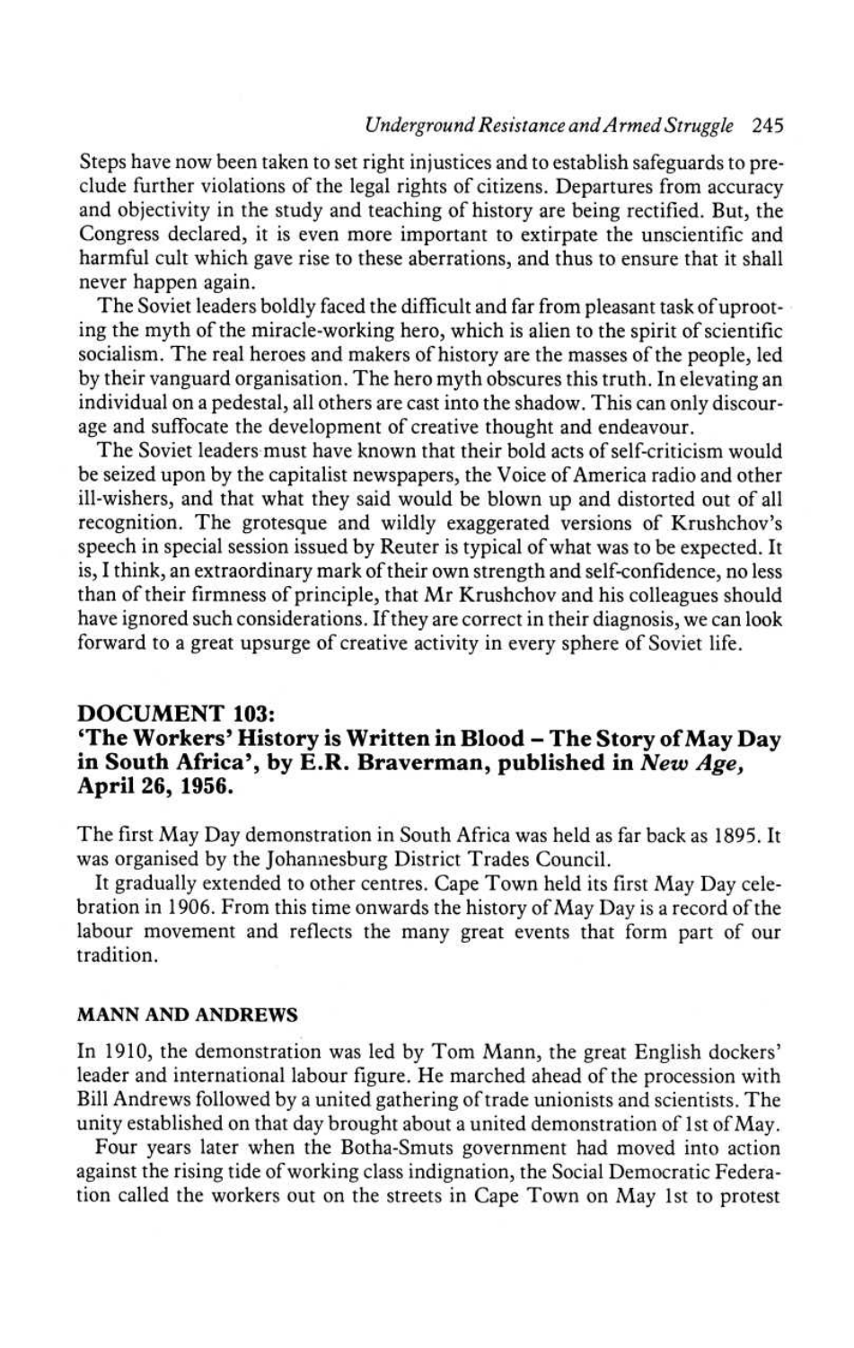Steps have now been taken to set right injustices and to establish safeguards to preclude further violations of the legal rights of citizens. Departures from accuracy and objectivity in the study and teaching of history are being rectified. But, the Congress declared, it is even more important to extirpate the unscientific and harmful cult which gave rise to these aberrations, and thus to ensure that it shall never happen again.

The Soviet leaders boldly faced the difficult and far from pleasant task of uprooting the myth of the miracle-working hero, which is alien to the spirit of scientific socialism. The real heroes and makers of history are the masses of the people, led by their vanguard organisation. The hero myth obscures this truth. In elevating an individual on a pedestal, all others are cast into the shadow. This can only discourage and suffocate the development of creative thought and endeavour.

The Soviet leaders must have known that their bold acts of self-criticism would be seized upon by the capitalist newspapers, the Voice of America radio and other ill-wishers, and that what they said would be blown up and distorted out of all recognition. The grotesque and wildly exaggerated versions of Krushchov's speech in special session issued by Reuter is typical of what was to be expected. It is, I think, an extraordinary mark of their own strength and self-confidence, no less than of their firmness of principle, that Mr Krushchov and his colleagues should have ignored such considerations. If they are correct in their diagnosis, we can look forward to a great upsurge of creative activity in every sphere of Soviet life.

## DOCUMENT 103: 'The Workers' History is Written in Blood – The Story of May Day in South Africa', by E.R. Braverman, published in *New Age*, April 26, 1956.

The first May Day demonstration in South Africa was held as far back as 1895. It was organised by the Johannesburg District Trades Council.

It gradually extended to other centres. Cape Town held its first May Day celebration in 1906. From this time onwards the history of May Day is a record of the labour movement and reflects the many great events that form part of our tradition.

### MANN AND ANDREWS

In 1910, the demonstration was led by Tom Mann, the great English dockers' leader and international labour figure. He marched ahead of the procession with Bill Andrews followed by a united gathering of trade unionists and scientists. The unity established on that day brought about a united demonstration of 1st of May.

Four years later when the Botha-Smuts government had moved into action against the rising tide of working class indignation, the Social Democratic Federation called the workers out on the streets in Cape Town on May 1st to protest